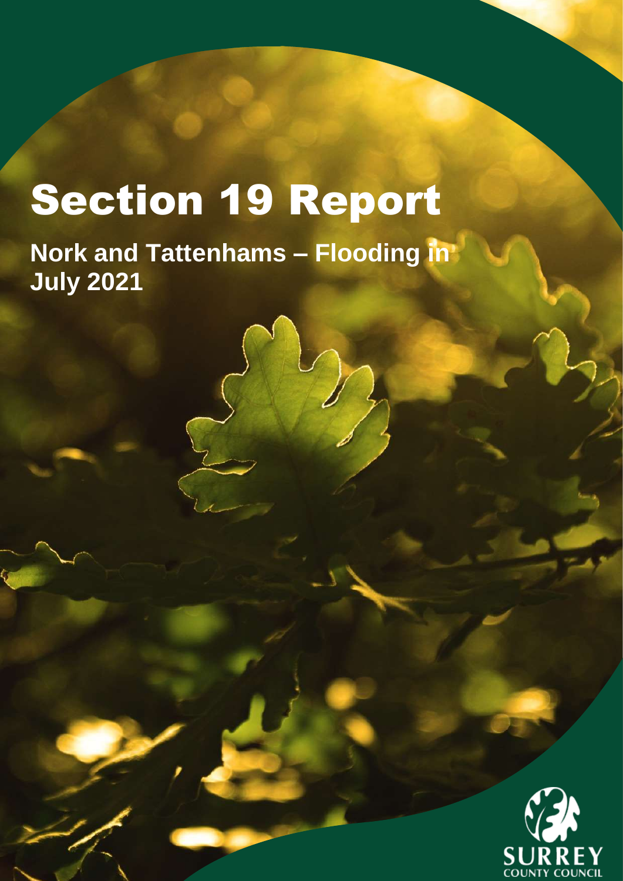# Section 19 Report

**Nork and Tattenhams – Flooding in July 2021**

SURREY COUNTY COUNCIL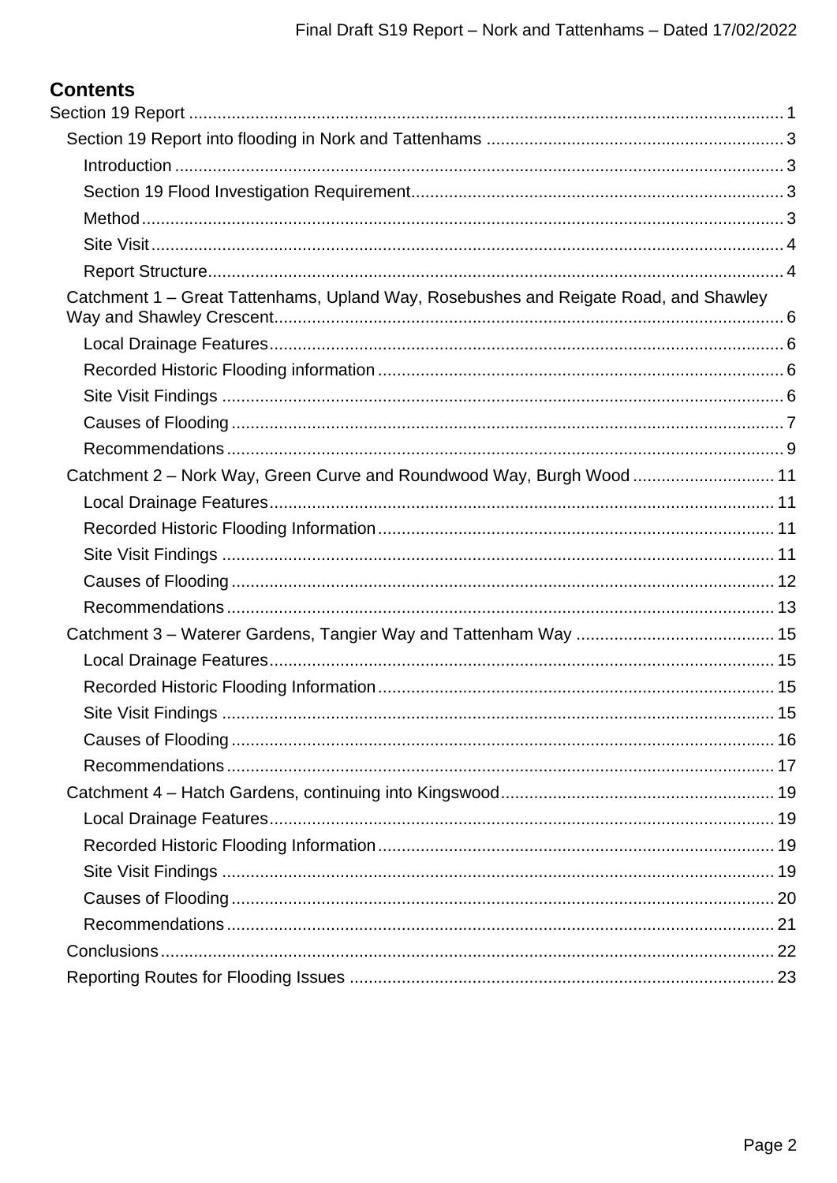## Contents

- Section 19 Report ..... 1
  - Section 19 Report into flooding in Nork and Tattenhams ..... 3
    - Introduction ..... 3
    - Section 19 Flood Investigation Requirement ..... 3
    - Method ..... 3
    - Site Visit ..... 4
    - Report Structure ..... 4
  - Catchment 1 – Great Tattenhams, Upland Way, Rosebushes and Reigate Road, and Shawley Way and Shawley Crescent ..... 6
    - Local Drainage Features ..... 6
    - Recorded Historic Flooding information ..... 6
    - Site Visit Findings ..... 6
    - Causes of Flooding ..... 7
    - Recommendations ..... 9
  - Catchment 2 – Nork Way, Green Curve and Roundwood Way, Burgh Wood ..... 11
    - Local Drainage Features ..... 11
    - Recorded Historic Flooding Information ..... 11
    - Site Visit Findings ..... 11
    - Causes of Flooding ..... 12
    - Recommendations ..... 13
  - Catchment 3 – Waterer Gardens, Tangier Way and Tattenham Way ..... 15
    - Local Drainage Features ..... 15
    - Recorded Historic Flooding Information ..... 15
    - Site Visit Findings ..... 15
    - Causes of Flooding ..... 16
    - Recommendations ..... 17
  - Catchment 4 – Hatch Gardens, continuing into Kingswood ..... 19
    - Local Drainage Features ..... 19
    - Recorded Historic Flooding Information ..... 19
    - Site Visit Findings ..... 19
    - Causes of Flooding ..... 20
    - Recommendations ..... 21
  - Conclusions ..... 22
  - Reporting Routes for Flooding Issues ..... 23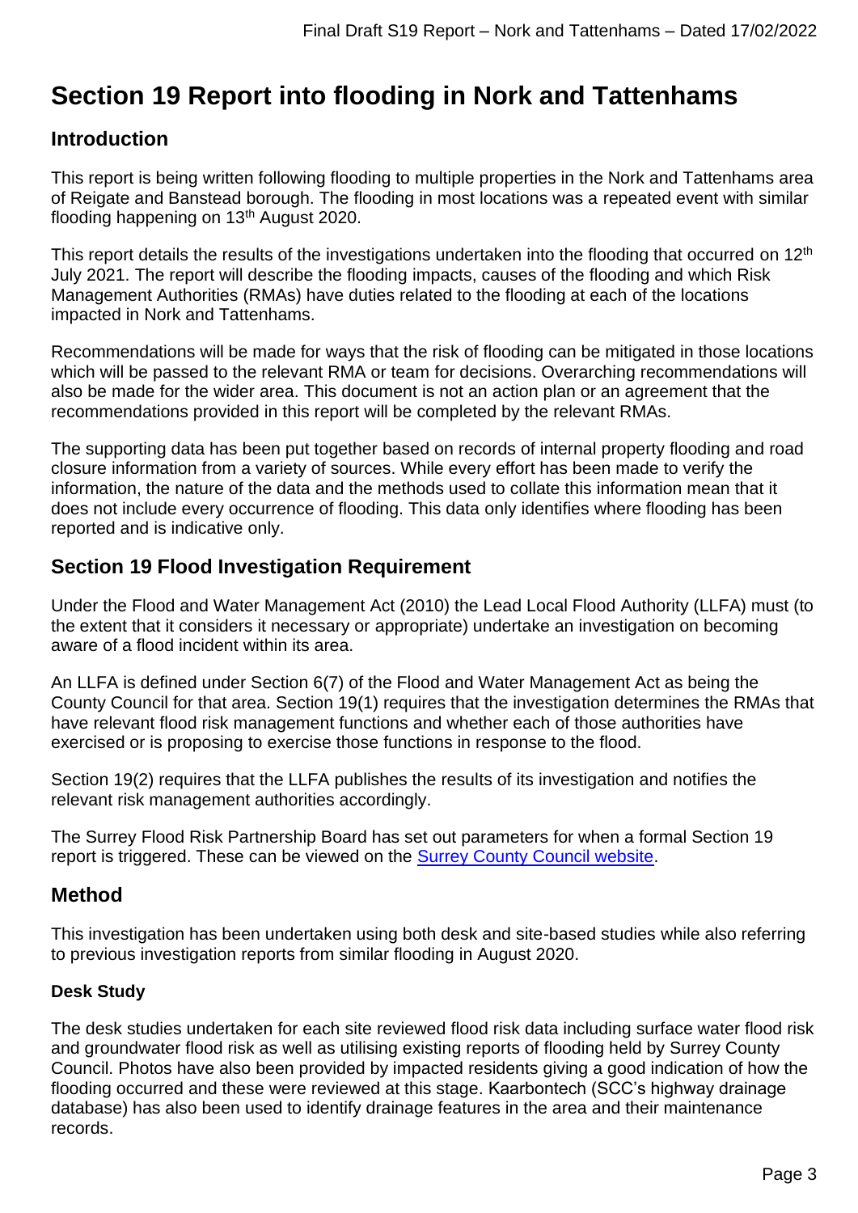# Section 19 Report into flooding in Nork and Tattenhams

## Introduction

This report is being written following flooding to multiple properties in the Nork and Tattenhams area of Reigate and Banstead borough. The flooding in most locations was a repeated event with similar flooding happening on 13th August 2020.

This report details the results of the investigations undertaken into the flooding that occurred on 12th July 2021. The report will describe the flooding impacts, causes of the flooding and which Risk Management Authorities (RMAs) have duties related to the flooding at each of the locations impacted in Nork and Tattenhams.

Recommendations will be made for ways that the risk of flooding can be mitigated in those locations which will be passed to the relevant RMA or team for decisions. Overarching recommendations will also be made for the wider area. This document is not an action plan or an agreement that the recommendations provided in this report will be completed by the relevant RMAs.

The supporting data has been put together based on records of internal property flooding and road closure information from a variety of sources. While every effort has been made to verify the information, the nature of the data and the methods used to collate this information mean that it does not include every occurrence of flooding. This data only identifies where flooding has been reported and is indicative only.

## Section 19 Flood Investigation Requirement

Under the Flood and Water Management Act (2010) the Lead Local Flood Authority (LLFA) must (to the extent that it considers it necessary or appropriate) undertake an investigation on becoming aware of a flood incident within its area.

An LLFA is defined under Section 6(7) of the Flood and Water Management Act as being the County Council for that area. Section 19(1) requires that the investigation determines the RMAs that have relevant flood risk management functions and whether each of those authorities have exercised or is proposing to exercise those functions in response to the flood.

Section 19(2) requires that the LLFA publishes the results of its investigation and notifies the relevant risk management authorities accordingly.

The Surrey Flood Risk Partnership Board has set out parameters for when a formal Section 19 report is triggered. These can be viewed on the Surrey County Council website.

## Method

This investigation has been undertaken using both desk and site-based studies while also referring to previous investigation reports from similar flooding in August 2020.

### Desk Study

The desk studies undertaken for each site reviewed flood risk data including surface water flood risk and groundwater flood risk as well as utilising existing reports of flooding held by Surrey County Council. Photos have also been provided by impacted residents giving a good indication of how the flooding occurred and these were reviewed at this stage. Kaarbontech (SCC's highway drainage database) has also been used to identify drainage features in the area and their maintenance records.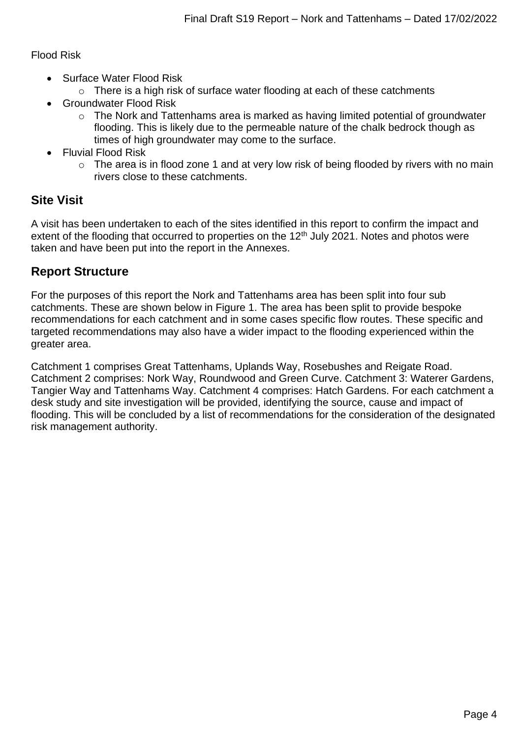Flood Risk

- Surface Water Flood Risk
  - There is a high risk of surface water flooding at each of these catchments
- Groundwater Flood Risk
  - The Nork and Tattenhams area is marked as having limited potential of groundwater flooding. This is likely due to the permeable nature of the chalk bedrock though as times of high groundwater may come to the surface.
- Fluvial Flood Risk
  - The area is in flood zone 1 and at very low risk of being flooded by rivers with no main rivers close to these catchments.

## Site Visit

A visit has been undertaken to each of the sites identified in this report to confirm the impact and extent of the flooding that occurred to properties on the 12th July 2021. Notes and photos were taken and have been put into the report in the Annexes.

## Report Structure

For the purposes of this report the Nork and Tattenhams area has been split into four sub catchments. These are shown below in Figure 1. The area has been split to provide bespoke recommendations for each catchment and in some cases specific flow routes. These specific and targeted recommendations may also have a wider impact to the flooding experienced within the greater area.

Catchment 1 comprises Great Tattenhams, Uplands Way, Rosebushes and Reigate Road. Catchment 2 comprises: Nork Way, Roundwood and Green Curve. Catchment 3: Waterer Gardens, Tangier Way and Tattenhams Way. Catchment 4 comprises: Hatch Gardens. For each catchment a desk study and site investigation will be provided, identifying the source, cause and impact of flooding. This will be concluded by a list of recommendations for the consideration of the designated risk management authority.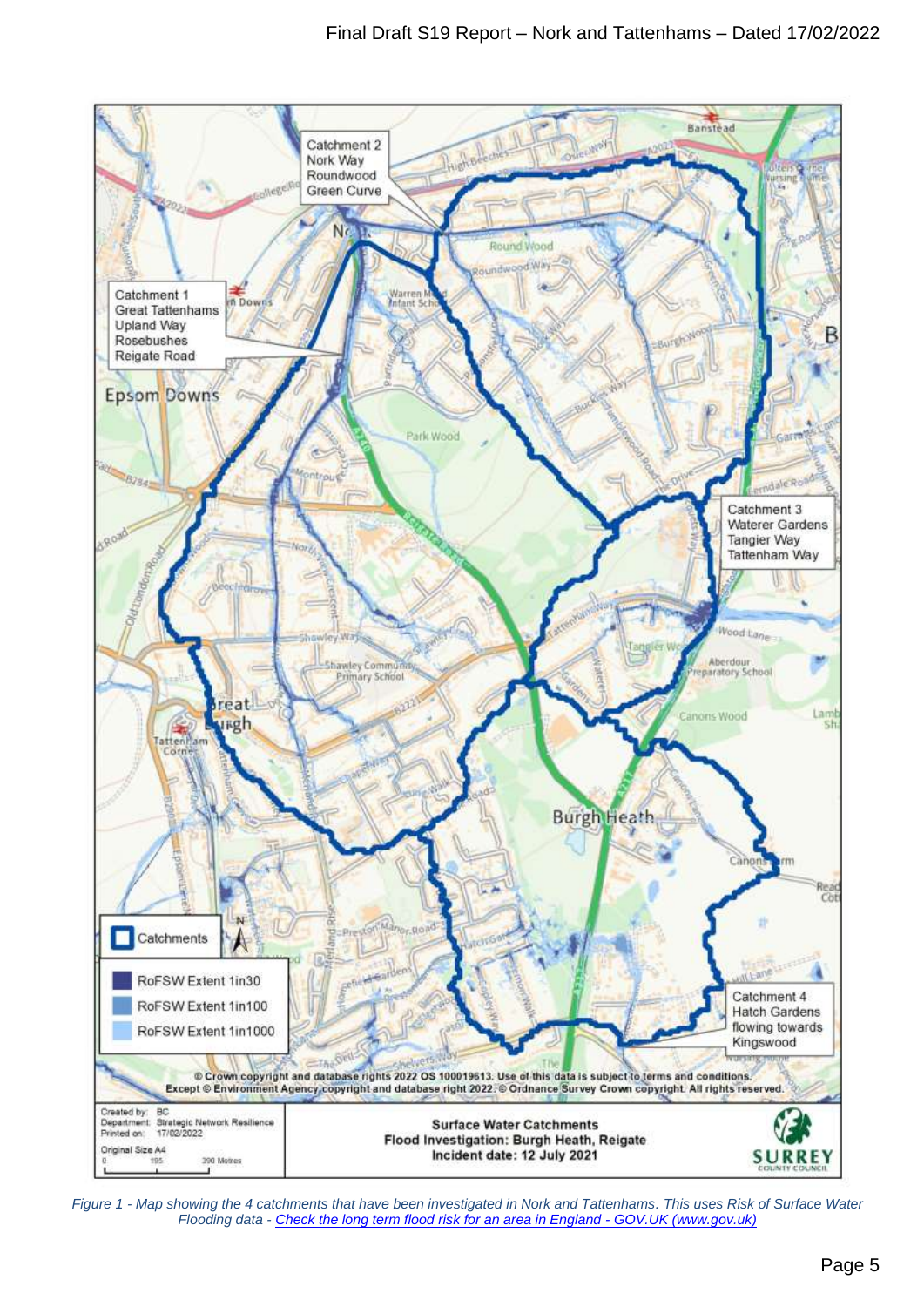*Figure 1 - Map showing the 4 catchments that have been investigated in Nork and Tattenhams. This uses Risk of Surface Water Flooding data - [Check the long term flood risk for an area in England - GOV.UK (www.gov.uk)](https://www.gov.uk)*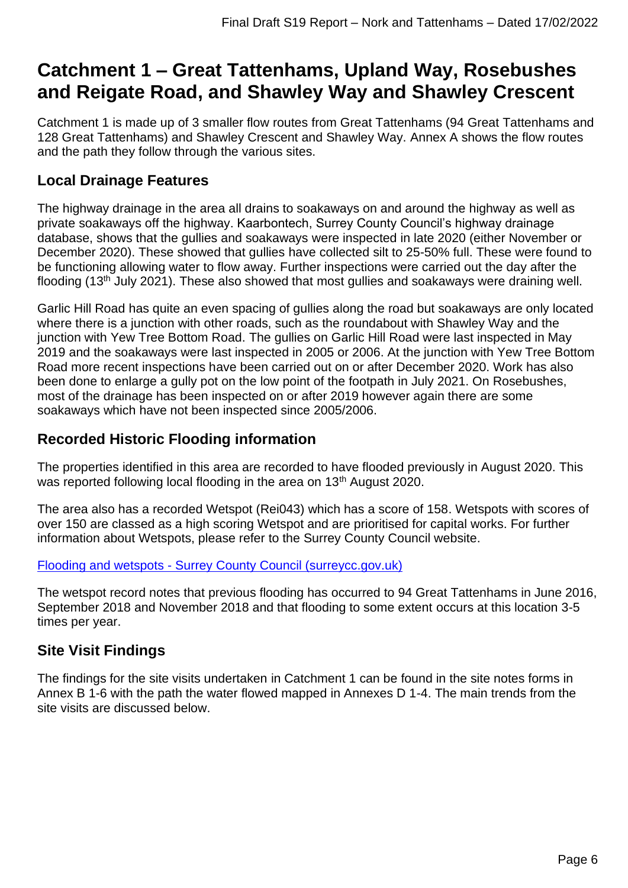# Catchment 1 – Great Tattenhams, Upland Way, Rosebushes and Reigate Road, and Shawley Way and Shawley Crescent

Catchment 1 is made up of 3 smaller flow routes from Great Tattenhams (94 Great Tattenhams and 128 Great Tattenhams) and Shawley Crescent and Shawley Way. Annex A shows the flow routes and the path they follow through the various sites.

## Local Drainage Features

The highway drainage in the area all drains to soakaways on and around the highway as well as private soakaways off the highway. Kaarbontech, Surrey County Council's highway drainage database, shows that the gullies and soakaways were inspected in late 2020 (either November or December 2020). These showed that gullies have collected silt to 25-50% full. These were found to be functioning allowing water to flow away. Further inspections were carried out the day after the flooding (13th July 2021). These also showed that most gullies and soakaways were draining well.

Garlic Hill Road has quite an even spacing of gullies along the road but soakaways are only located where there is a junction with other roads, such as the roundabout with Shawley Way and the junction with Yew Tree Bottom Road. The gullies on Garlic Hill Road were last inspected in May 2019 and the soakaways were last inspected in 2005 or 2006. At the junction with Yew Tree Bottom Road more recent inspections have been carried out on or after December 2020. Work has also been done to enlarge a gully pot on the low point of the footpath in July 2021. On Rosebushes, most of the drainage has been inspected on or after 2019 however again there are some soakaways which have not been inspected since 2005/2006.

## Recorded Historic Flooding information

The properties identified in this area are recorded to have flooded previously in August 2020. This was reported following local flooding in the area on 13th August 2020.

The area also has a recorded Wetspot (Rei043) which has a score of 158. Wetspots with scores of over 150 are classed as a high scoring Wetspot and are prioritised for capital works. For further information about Wetspots, please refer to the Surrey County Council website.

[Flooding and wetspots - Surrey County Council (surreycc.gov.uk)]

The wetspot record notes that previous flooding has occurred to 94 Great Tattenhams in June 2016, September 2018 and November 2018 and that flooding to some extent occurs at this location 3-5 times per year.

## Site Visit Findings

The findings for the site visits undertaken in Catchment 1 can be found in the site notes forms in Annex B 1-6 with the path the water flowed mapped in Annexes D 1-4. The main trends from the site visits are discussed below.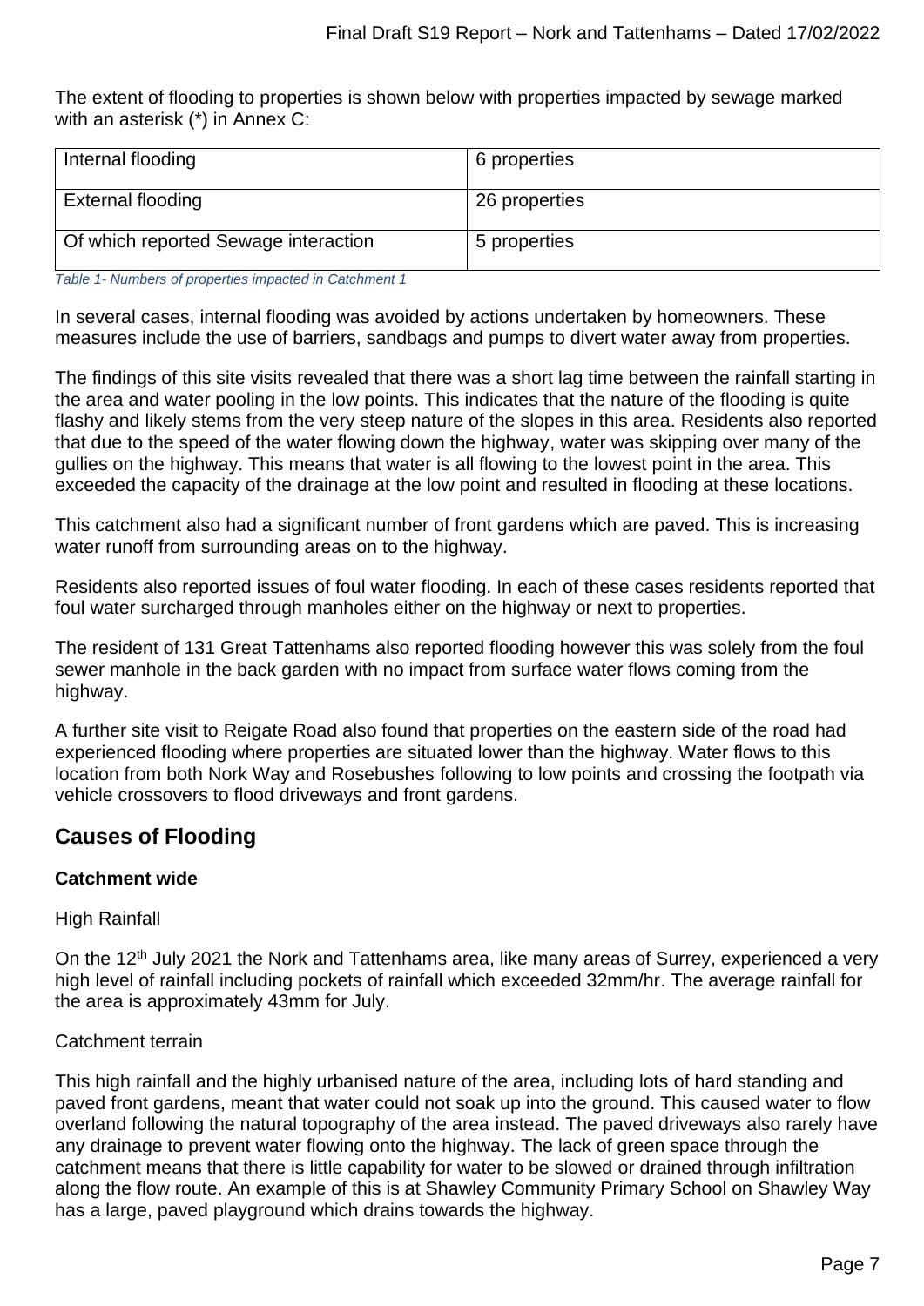The extent of flooding to properties is shown below with properties impacted by sewage marked with an asterisk (*) in Annex C:

| Internal flooding | 6 properties |
| --- | --- |
| External flooding | 26 properties |
| Of which reported Sewage interaction | 5 properties |

*Table 1- Numbers of properties impacted in Catchment 1*

In several cases, internal flooding was avoided by actions undertaken by homeowners. These measures include the use of barriers, sandbags and pumps to divert water away from properties.

The findings of this site visits revealed that there was a short lag time between the rainfall starting in the area and water pooling in the low points. This indicates that the nature of the flooding is quite flashy and likely stems from the very steep nature of the slopes in this area. Residents also reported that due to the speed of the water flowing down the highway, water was skipping over many of the gullies on the highway. This means that water is all flowing to the lowest point in the area. This exceeded the capacity of the drainage at the low point and resulted in flooding at these locations.

This catchment also had a significant number of front gardens which are paved. This is increasing water runoff from surrounding areas on to the highway.

Residents also reported issues of foul water flooding. In each of these cases residents reported that foul water surcharged through manholes either on the highway or next to properties.

The resident of 131 Great Tattenhams also reported flooding however this was solely from the foul sewer manhole in the back garden with no impact from surface water flows coming from the highway.

A further site visit to Reigate Road also found that properties on the eastern side of the road had experienced flooding where properties are situated lower than the highway. Water flows to this location from both Nork Way and Rosebushes following to low points and crossing the footpath via vehicle crossovers to flood driveways and front gardens.

## Causes of Flooding

### Catchment wide

High Rainfall

On the 12th July 2021 the Nork and Tattenhams area, like many areas of Surrey, experienced a very high level of rainfall including pockets of rainfall which exceeded 32mm/hr. The average rainfall for the area is approximately 43mm for July.

Catchment terrain

This high rainfall and the highly urbanised nature of the area, including lots of hard standing and paved front gardens, meant that water could not soak up into the ground. This caused water to flow overland following the natural topography of the area instead. The paved driveways also rarely have any drainage to prevent water flowing onto the highway. The lack of green space through the catchment means that there is little capability for water to be slowed or drained through infiltration along the flow route. An example of this is at Shawley Community Primary School on Shawley Way has a large, paved playground which drains towards the highway.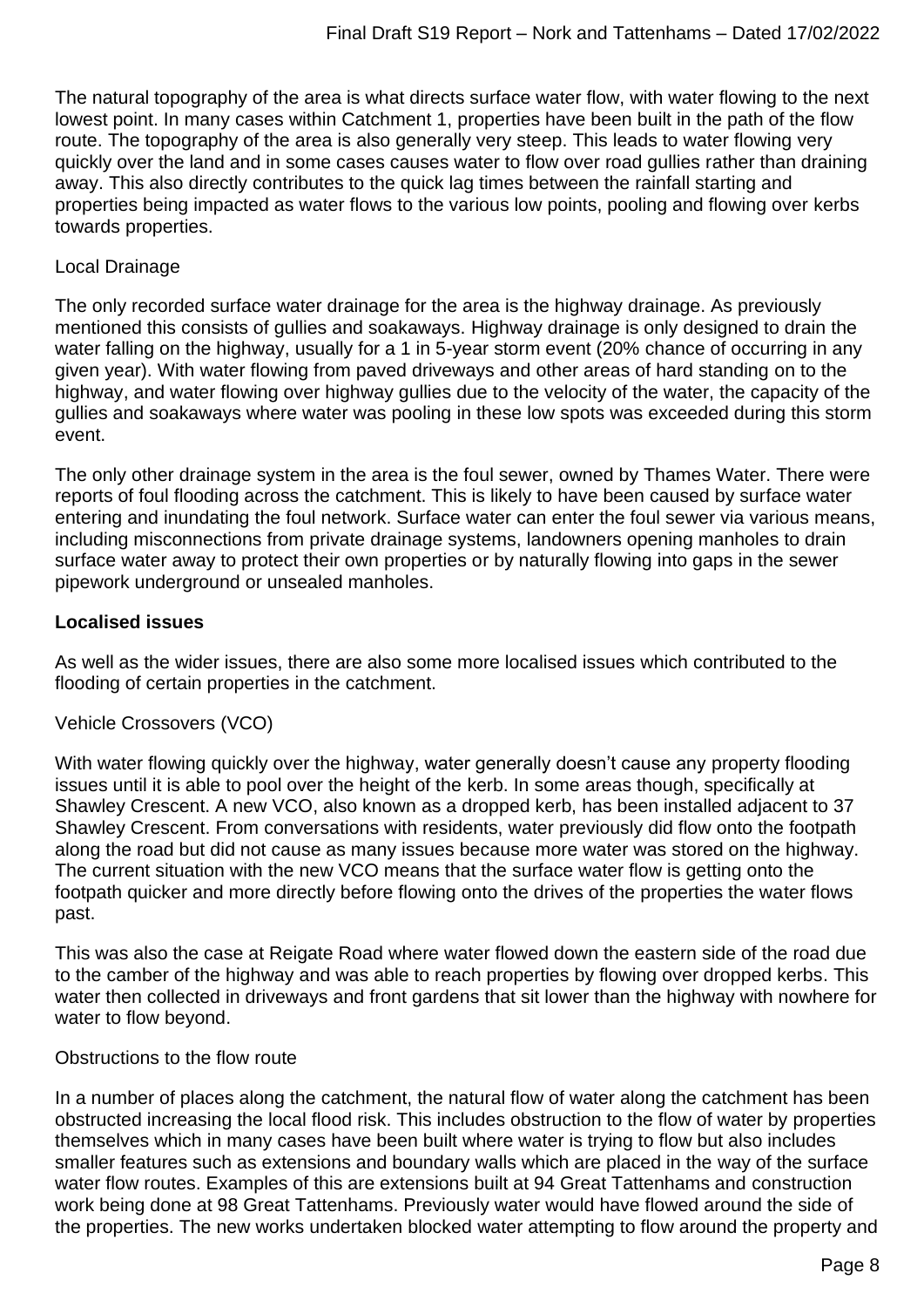The natural topography of the area is what directs surface water flow, with water flowing to the next lowest point. In many cases within Catchment 1, properties have been built in the path of the flow route. The topography of the area is also generally very steep. This leads to water flowing very quickly over the land and in some cases causes water to flow over road gullies rather than draining away. This also directly contributes to the quick lag times between the rainfall starting and properties being impacted as water flows to the various low points, pooling and flowing over kerbs towards properties.

Local Drainage

The only recorded surface water drainage for the area is the highway drainage. As previously mentioned this consists of gullies and soakaways. Highway drainage is only designed to drain the water falling on the highway, usually for a 1 in 5-year storm event (20% chance of occurring in any given year). With water flowing from paved driveways and other areas of hard standing on to the highway, and water flowing over highway gullies due to the velocity of the water, the capacity of the gullies and soakaways where water was pooling in these low spots was exceeded during this storm event.

The only other drainage system in the area is the foul sewer, owned by Thames Water. There were reports of foul flooding across the catchment. This is likely to have been caused by surface water entering and inundating the foul network. Surface water can enter the foul sewer via various means, including misconnections from private drainage systems, landowners opening manholes to drain surface water away to protect their own properties or by naturally flowing into gaps in the sewer pipework underground or unsealed manholes.

**Localised issues**

As well as the wider issues, there are also some more localised issues which contributed to the flooding of certain properties in the catchment.

Vehicle Crossovers (VCO)

With water flowing quickly over the highway, water generally doesn't cause any property flooding issues until it is able to pool over the height of the kerb. In some areas though, specifically at Shawley Crescent. A new VCO, also known as a dropped kerb, has been installed adjacent to 37 Shawley Crescent. From conversations with residents, water previously did flow onto the footpath along the road but did not cause as many issues because more water was stored on the highway. The current situation with the new VCO means that the surface water flow is getting onto the footpath quicker and more directly before flowing onto the drives of the properties the water flows past.

This was also the case at Reigate Road where water flowed down the eastern side of the road due to the camber of the highway and was able to reach properties by flowing over dropped kerbs. This water then collected in driveways and front gardens that sit lower than the highway with nowhere for water to flow beyond.

Obstructions to the flow route

In a number of places along the catchment, the natural flow of water along the catchment has been obstructed increasing the local flood risk. This includes obstruction to the flow of water by properties themselves which in many cases have been built where water is trying to flow but also includes smaller features such as extensions and boundary walls which are placed in the way of the surface water flow routes. Examples of this are extensions built at 94 Great Tattenhams and construction work being done at 98 Great Tattenhams. Previously water would have flowed around the side of the properties. The new works undertaken blocked water attempting to flow around the property and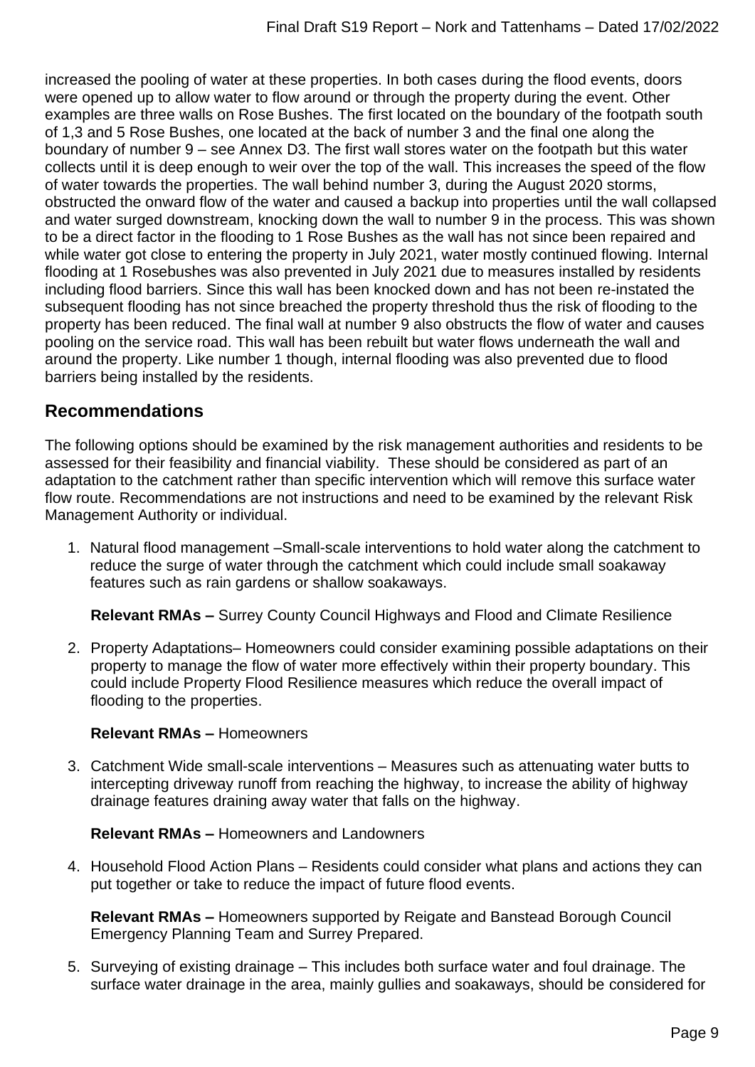increased the pooling of water at these properties. In both cases during the flood events, doors were opened up to allow water to flow around or through the property during the event. Other examples are three walls on Rose Bushes. The first located on the boundary of the footpath south of 1,3 and 5 Rose Bushes, one located at the back of number 3 and the final one along the boundary of number 9 – see Annex D3. The first wall stores water on the footpath but this water collects until it is deep enough to weir over the top of the wall. This increases the speed of the flow of water towards the properties. The wall behind number 3, during the August 2020 storms, obstructed the onward flow of the water and caused a backup into properties until the wall collapsed and water surged downstream, knocking down the wall to number 9 in the process. This was shown to be a direct factor in the flooding to 1 Rose Bushes as the wall has not since been repaired and while water got close to entering the property in July 2021, water mostly continued flowing. Internal flooding at 1 Rosebushes was also prevented in July 2021 due to measures installed by residents including flood barriers. Since this wall has been knocked down and has not been re-instated the subsequent flooding has not since breached the property threshold thus the risk of flooding to the property has been reduced. The final wall at number 9 also obstructs the flow of water and causes pooling on the service road. This wall has been rebuilt but water flows underneath the wall and around the property. Like number 1 though, internal flooding was also prevented due to flood barriers being installed by the residents.

## Recommendations

The following options should be examined by the risk management authorities and residents to be assessed for their feasibility and financial viability. These should be considered as part of an adaptation to the catchment rather than specific intervention which will remove this surface water flow route. Recommendations are not instructions and need to be examined by the relevant Risk Management Authority or individual.

1. Natural flood management –Small-scale interventions to hold water along the catchment to reduce the surge of water through the catchment which could include small soakaway features such as rain gardens or shallow soakaways.

   **Relevant RMAs –** Surrey County Council Highways and Flood and Climate Resilience

2. Property Adaptations– Homeowners could consider examining possible adaptations on their property to manage the flow of water more effectively within their property boundary. This could include Property Flood Resilience measures which reduce the overall impact of flooding to the properties.

   **Relevant RMAs –** Homeowners

3. Catchment Wide small-scale interventions – Measures such as attenuating water butts to intercepting driveway runoff from reaching the highway, to increase the ability of highway drainage features draining away water that falls on the highway.

   **Relevant RMAs –** Homeowners and Landowners

4. Household Flood Action Plans – Residents could consider what plans and actions they can put together or take to reduce the impact of future flood events.

   **Relevant RMAs –** Homeowners supported by Reigate and Banstead Borough Council Emergency Planning Team and Surrey Prepared.

5. Surveying of existing drainage – This includes both surface water and foul drainage. The surface water drainage in the area, mainly gullies and soakaways, should be considered for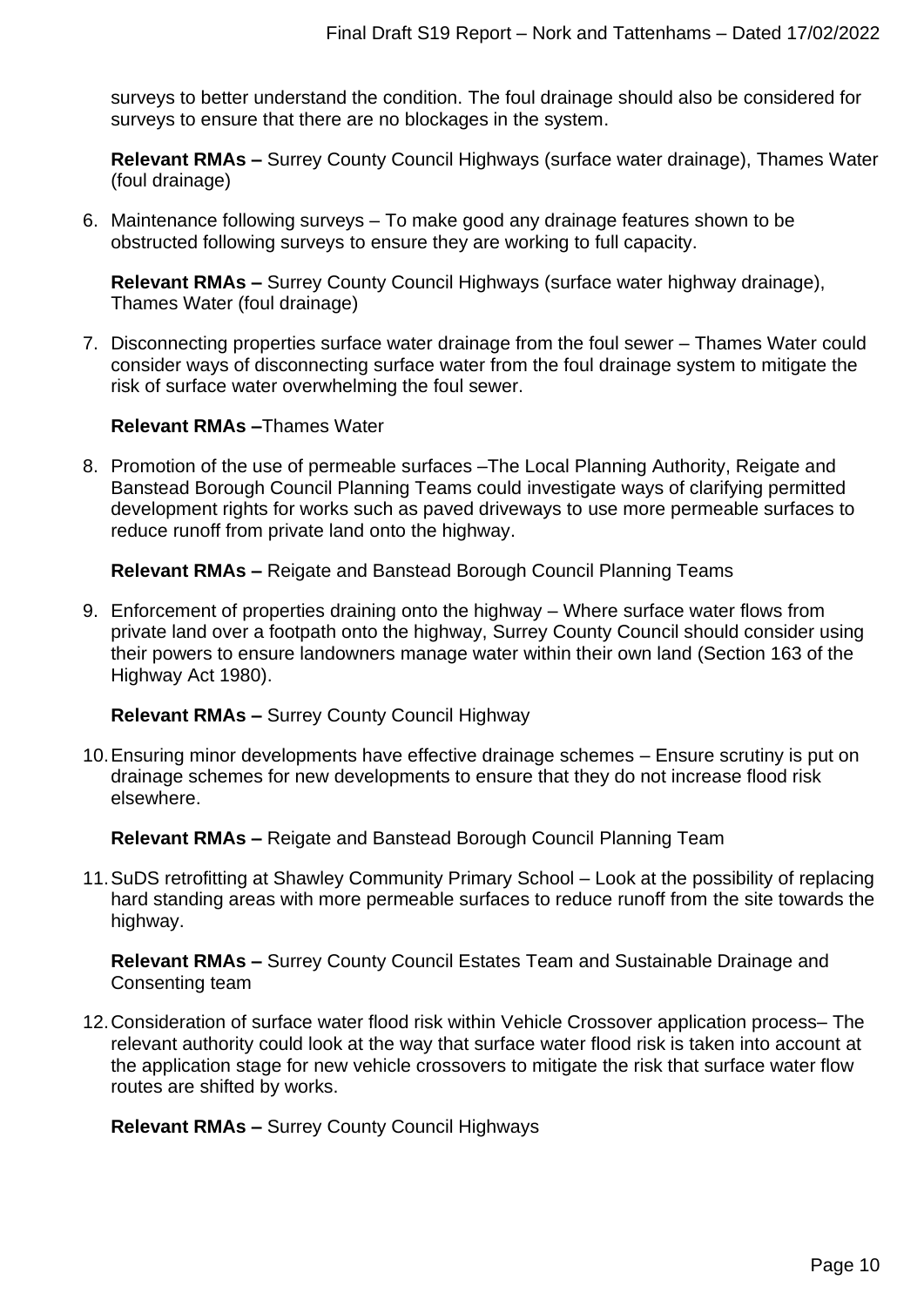surveys to better understand the condition. The foul drainage should also be considered for surveys to ensure that there are no blockages in the system.

**Relevant RMAs –** Surrey County Council Highways (surface water drainage), Thames Water (foul drainage)

6. Maintenance following surveys – To make good any drainage features shown to be obstructed following surveys to ensure they are working to full capacity.

   **Relevant RMAs –** Surrey County Council Highways (surface water highway drainage), Thames Water (foul drainage)

7. Disconnecting properties surface water drainage from the foul sewer – Thames Water could consider ways of disconnecting surface water from the foul drainage system to mitigate the risk of surface water overwhelming the foul sewer.

   **Relevant RMAs –**Thames Water

8. Promotion of the use of permeable surfaces –The Local Planning Authority, Reigate and Banstead Borough Council Planning Teams could investigate ways of clarifying permitted development rights for works such as paved driveways to use more permeable surfaces to reduce runoff from private land onto the highway.

   **Relevant RMAs –** Reigate and Banstead Borough Council Planning Teams

9. Enforcement of properties draining onto the highway – Where surface water flows from private land over a footpath onto the highway, Surrey County Council should consider using their powers to ensure landowners manage water within their own land (Section 163 of the Highway Act 1980).

   **Relevant RMAs –** Surrey County Council Highway

10. Ensuring minor developments have effective drainage schemes – Ensure scrutiny is put on drainage schemes for new developments to ensure that they do not increase flood risk elsewhere.

    **Relevant RMAs –** Reigate and Banstead Borough Council Planning Team

11. SuDS retrofitting at Shawley Community Primary School – Look at the possibility of replacing hard standing areas with more permeable surfaces to reduce runoff from the site towards the highway.

    **Relevant RMAs –** Surrey County Council Estates Team and Sustainable Drainage and Consenting team

12. Consideration of surface water flood risk within Vehicle Crossover application process– The relevant authority could look at the way that surface water flood risk is taken into account at the application stage for new vehicle crossovers to mitigate the risk that surface water flow routes are shifted by works.

    **Relevant RMAs –** Surrey County Council Highways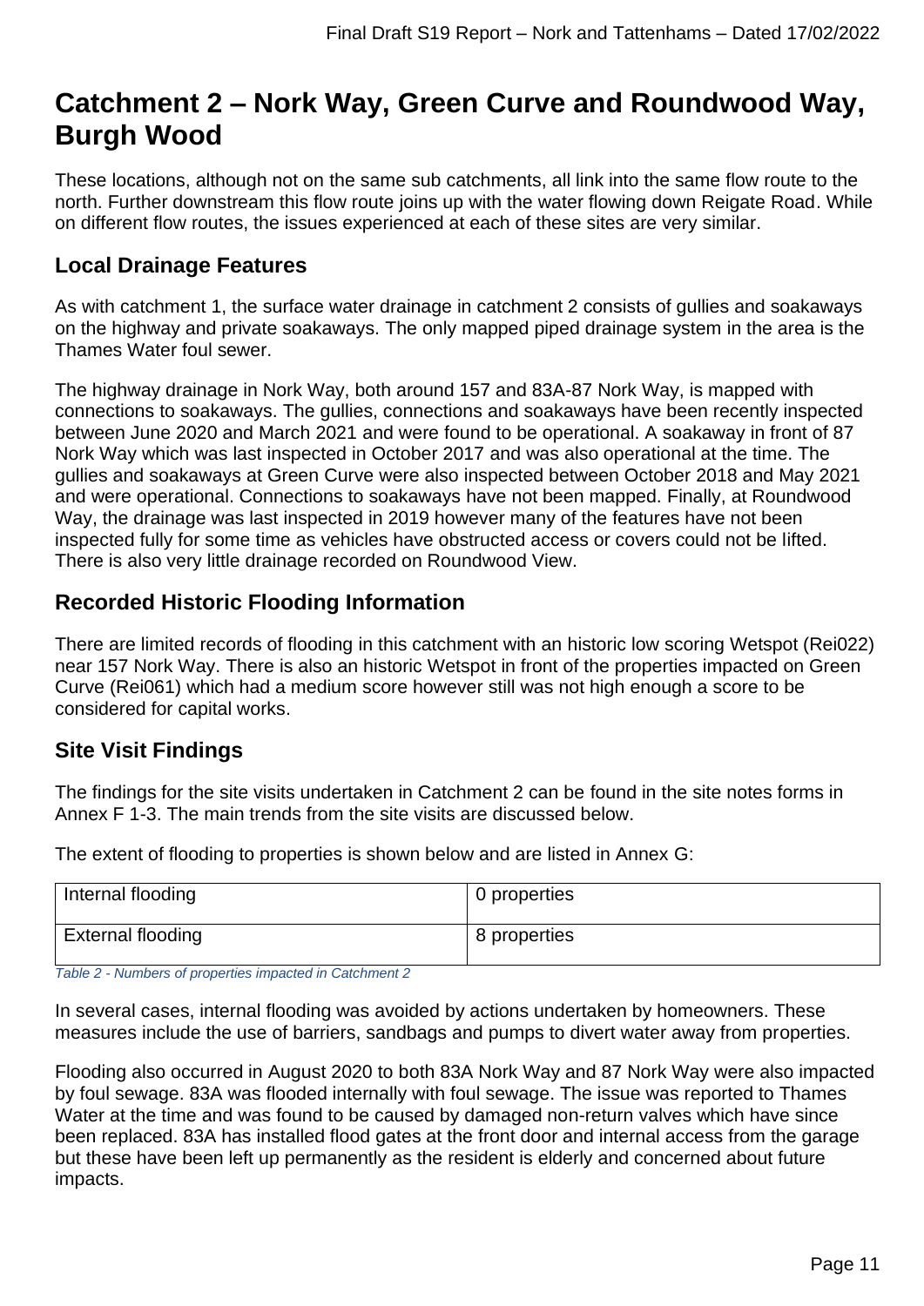# Catchment 2 – Nork Way, Green Curve and Roundwood Way, Burgh Wood

These locations, although not on the same sub catchments, all link into the same flow route to the north. Further downstream this flow route joins up with the water flowing down Reigate Road. While on different flow routes, the issues experienced at each of these sites are very similar.

## Local Drainage Features

As with catchment 1, the surface water drainage in catchment 2 consists of gullies and soakaways on the highway and private soakaways. The only mapped piped drainage system in the area is the Thames Water foul sewer.

The highway drainage in Nork Way, both around 157 and 83A-87 Nork Way, is mapped with connections to soakaways. The gullies, connections and soakaways have been recently inspected between June 2020 and March 2021 and were found to be operational. A soakaway in front of 87 Nork Way which was last inspected in October 2017 and was also operational at the time. The gullies and soakaways at Green Curve were also inspected between October 2018 and May 2021 and were operational. Connections to soakaways have not been mapped. Finally, at Roundwood Way, the drainage was last inspected in 2019 however many of the features have not been inspected fully for some time as vehicles have obstructed access or covers could not be lifted. There is also very little drainage recorded on Roundwood View.

## Recorded Historic Flooding Information

There are limited records of flooding in this catchment with an historic low scoring Wetspot (Rei022) near 157 Nork Way. There is also an historic Wetspot in front of the properties impacted on Green Curve (Rei061) which had a medium score however still was not high enough a score to be considered for capital works.

## Site Visit Findings

The findings for the site visits undertaken in Catchment 2 can be found in the site notes forms in Annex F 1-3. The main trends from the site visits are discussed below.

The extent of flooding to properties is shown below and are listed in Annex G:

| Internal flooding | 0 properties |
|---|---|
| External flooding | 8 properties |

*Table 2 - Numbers of properties impacted in Catchment 2*

In several cases, internal flooding was avoided by actions undertaken by homeowners. These measures include the use of barriers, sandbags and pumps to divert water away from properties.

Flooding also occurred in August 2020 to both 83A Nork Way and 87 Nork Way were also impacted by foul sewage. 83A was flooded internally with foul sewage. The issue was reported to Thames Water at the time and was found to be caused by damaged non-return valves which have since been replaced. 83A has installed flood gates at the front door and internal access from the garage but these have been left up permanently as the resident is elderly and concerned about future impacts.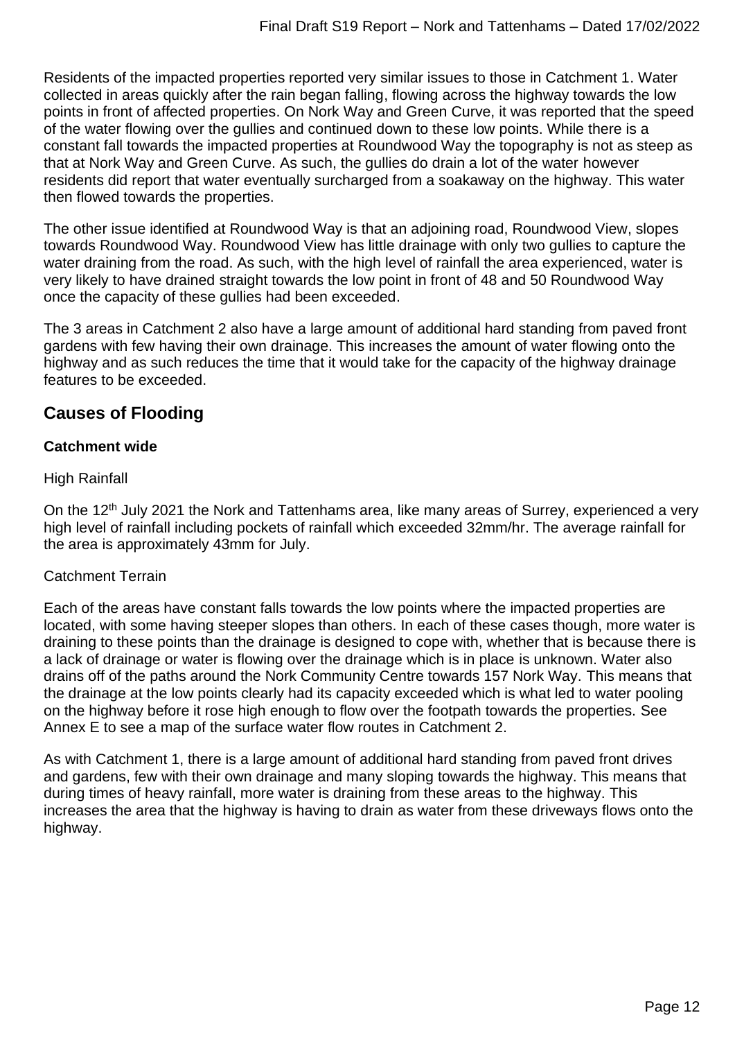Residents of the impacted properties reported very similar issues to those in Catchment 1. Water collected in areas quickly after the rain began falling, flowing across the highway towards the low points in front of affected properties. On Nork Way and Green Curve, it was reported that the speed of the water flowing over the gullies and continued down to these low points. While there is a constant fall towards the impacted properties at Roundwood Way the topography is not as steep as that at Nork Way and Green Curve. As such, the gullies do drain a lot of the water however residents did report that water eventually surcharged from a soakaway on the highway. This water then flowed towards the properties.

The other issue identified at Roundwood Way is that an adjoining road, Roundwood View, slopes towards Roundwood Way. Roundwood View has little drainage with only two gullies to capture the water draining from the road. As such, with the high level of rainfall the area experienced, water is very likely to have drained straight towards the low point in front of 48 and 50 Roundwood Way once the capacity of these gullies had been exceeded.

The 3 areas in Catchment 2 also have a large amount of additional hard standing from paved front gardens with few having their own drainage. This increases the amount of water flowing onto the highway and as such reduces the time that it would take for the capacity of the highway drainage features to be exceeded.

## Causes of Flooding

**Catchment wide**

High Rainfall

On the 12th July 2021 the Nork and Tattenhams area, like many areas of Surrey, experienced a very high level of rainfall including pockets of rainfall which exceeded 32mm/hr. The average rainfall for the area is approximately 43mm for July.

Catchment Terrain

Each of the areas have constant falls towards the low points where the impacted properties are located, with some having steeper slopes than others. In each of these cases though, more water is draining to these points than the drainage is designed to cope with, whether that is because there is a lack of drainage or water is flowing over the drainage which is in place is unknown. Water also drains off of the paths around the Nork Community Centre towards 157 Nork Way. This means that the drainage at the low points clearly had its capacity exceeded which is what led to water pooling on the highway before it rose high enough to flow over the footpath towards the properties. See Annex E to see a map of the surface water flow routes in Catchment 2.

As with Catchment 1, there is a large amount of additional hard standing from paved front drives and gardens, few with their own drainage and many sloping towards the highway. This means that during times of heavy rainfall, more water is draining from these areas to the highway. This increases the area that the highway is having to drain as water from these driveways flows onto the highway.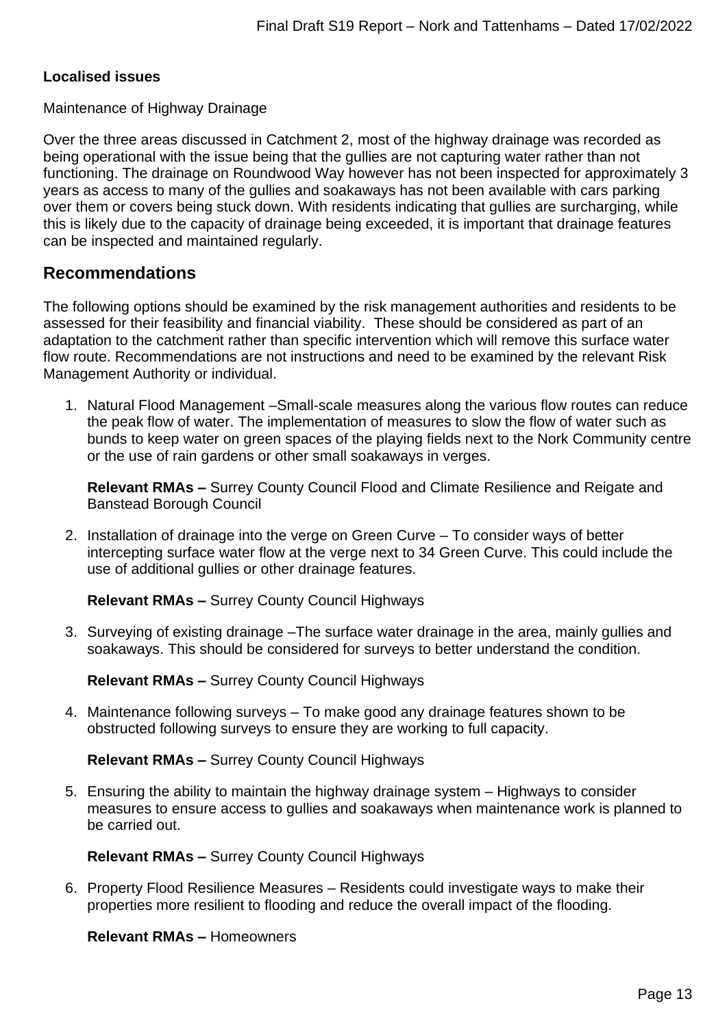**Localised issues**

Maintenance of Highway Drainage

Over the three areas discussed in Catchment 2, most of the highway drainage was recorded as being operational with the issue being that the gullies are not capturing water rather than not functioning. The drainage on Roundwood Way however has not been inspected for approximately 3 years as access to many of the gullies and soakaways has not been available with cars parking over them or covers being stuck down. With residents indicating that gullies are surcharging, while this is likely due to the capacity of drainage being exceeded, it is important that drainage features can be inspected and maintained regularly.

## Recommendations

The following options should be examined by the risk management authorities and residents to be assessed for their feasibility and financial viability. These should be considered as part of an adaptation to the catchment rather than specific intervention which will remove this surface water flow route. Recommendations are not instructions and need to be examined by the relevant Risk Management Authority or individual.

1. Natural Flood Management –Small-scale measures along the various flow routes can reduce the peak flow of water. The implementation of measures to slow the flow of water such as bunds to keep water on green spaces of the playing fields next to the Nork Community centre or the use of rain gardens or other small soakaways in verges.

   **Relevant RMAs –** Surrey County Council Flood and Climate Resilience and Reigate and Banstead Borough Council

2. Installation of drainage into the verge on Green Curve – To consider ways of better intercepting surface water flow at the verge next to 34 Green Curve. This could include the use of additional gullies or other drainage features.

   **Relevant RMAs –** Surrey County Council Highways

3. Surveying of existing drainage –The surface water drainage in the area, mainly gullies and soakaways. This should be considered for surveys to better understand the condition.

   **Relevant RMAs –** Surrey County Council Highways

4. Maintenance following surveys – To make good any drainage features shown to be obstructed following surveys to ensure they are working to full capacity.

   **Relevant RMAs –** Surrey County Council Highways

5. Ensuring the ability to maintain the highway drainage system – Highways to consider measures to ensure access to gullies and soakaways when maintenance work is planned to be carried out.

   **Relevant RMAs –** Surrey County Council Highways

6. Property Flood Resilience Measures – Residents could investigate ways to make their properties more resilient to flooding and reduce the overall impact of the flooding.

   **Relevant RMAs –** Homeowners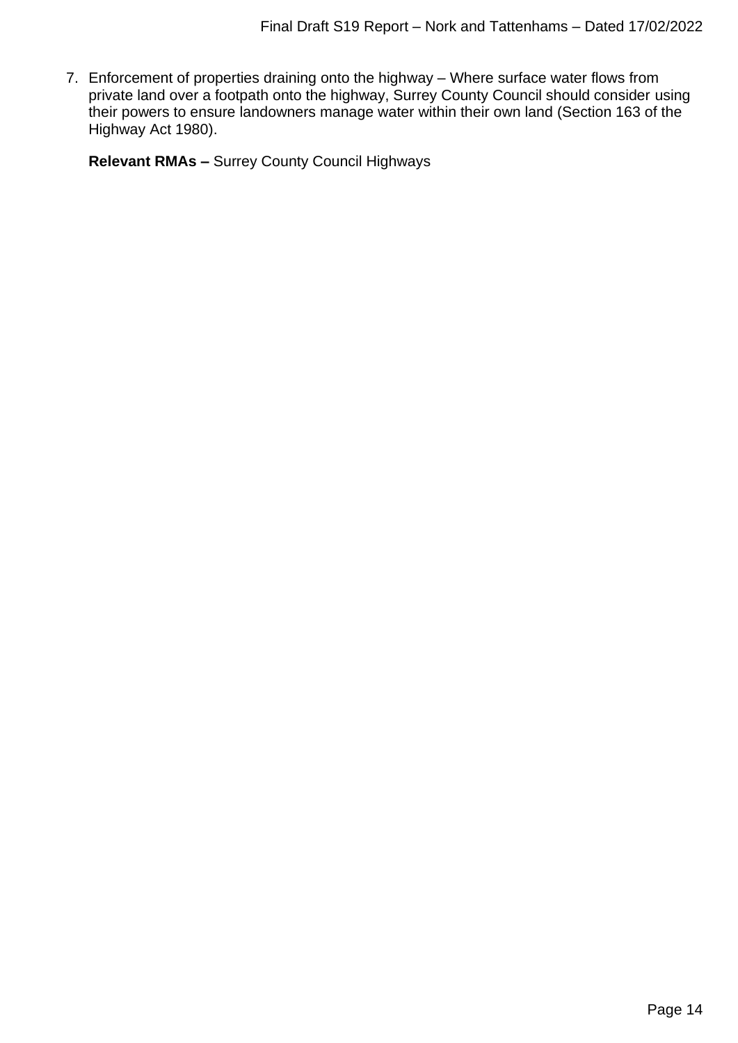7. Enforcement of properties draining onto the highway – Where surface water flows from private land over a footpath onto the highway, Surrey County Council should consider using their powers to ensure landowners manage water within their own land (Section 163 of the Highway Act 1980).

   **Relevant RMAs –** Surrey County Council Highways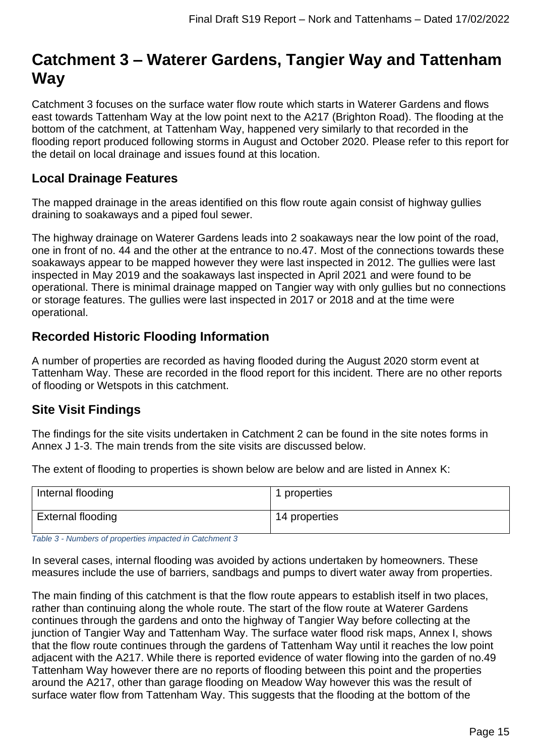# Catchment 3 – Waterer Gardens, Tangier Way and Tattenham Way

Catchment 3 focuses on the surface water flow route which starts in Waterer Gardens and flows east towards Tattenham Way at the low point next to the A217 (Brighton Road). The flooding at the bottom of the catchment, at Tattenham Way, happened very similarly to that recorded in the flooding report produced following storms in August and October 2020. Please refer to this report for the detail on local drainage and issues found at this location.

## Local Drainage Features

The mapped drainage in the areas identified on this flow route again consist of highway gullies draining to soakaways and a piped foul sewer.

The highway drainage on Waterer Gardens leads into 2 soakaways near the low point of the road, one in front of no. 44 and the other at the entrance to no.47. Most of the connections towards these soakaways appear to be mapped however they were last inspected in 2012. The gullies were last inspected in May 2019 and the soakaways last inspected in April 2021 and were found to be operational. There is minimal drainage mapped on Tangier way with only gullies but no connections or storage features. The gullies were last inspected in 2017 or 2018 and at the time were operational.

## Recorded Historic Flooding Information

A number of properties are recorded as having flooded during the August 2020 storm event at Tattenham Way. These are recorded in the flood report for this incident. There are no other reports of flooding or Wetspots in this catchment.

## Site Visit Findings

The findings for the site visits undertaken in Catchment 2 can be found in the site notes forms in Annex J 1-3. The main trends from the site visits are discussed below.

The extent of flooding to properties is shown below are below and are listed in Annex K:

| | |
|---|---|
| Internal flooding | 1 properties |
| External flooding | 14 properties |

*Table 3 - Numbers of properties impacted in Catchment 3*

In several cases, internal flooding was avoided by actions undertaken by homeowners. These measures include the use of barriers, sandbags and pumps to divert water away from properties.

The main finding of this catchment is that the flow route appears to establish itself in two places, rather than continuing along the whole route. The start of the flow route at Waterer Gardens continues through the gardens and onto the highway of Tangier Way before collecting at the junction of Tangier Way and Tattenham Way. The surface water flood risk maps, Annex I, shows that the flow route continues through the gardens of Tattenham Way until it reaches the low point adjacent with the A217. While there is reported evidence of water flowing into the garden of no.49 Tattenham Way however there are no reports of flooding between this point and the properties around the A217, other than garage flooding on Meadow Way however this was the result of surface water flow from Tattenham Way. This suggests that the flooding at the bottom of the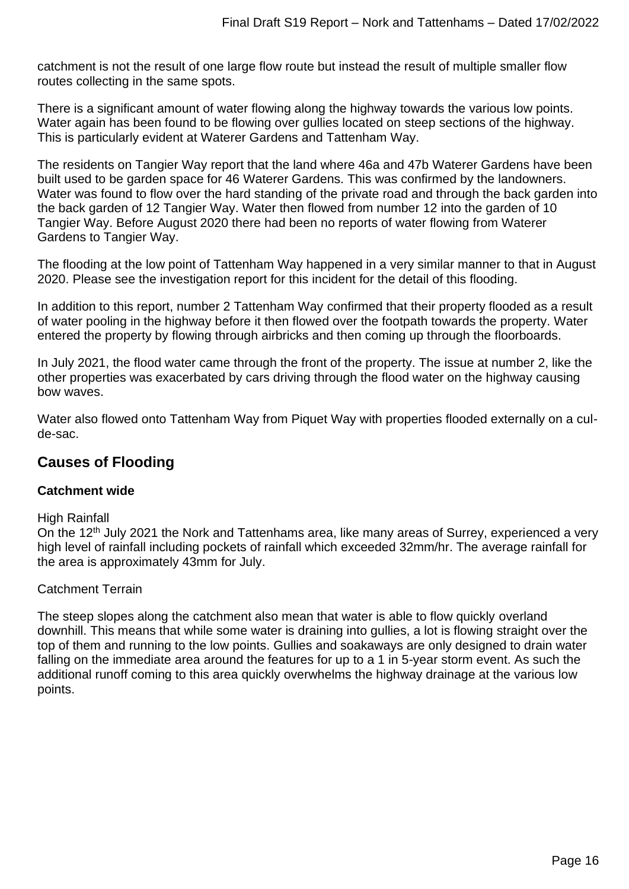catchment is not the result of one large flow route but instead the result of multiple smaller flow routes collecting in the same spots.

There is a significant amount of water flowing along the highway towards the various low points. Water again has been found to be flowing over gullies located on steep sections of the highway. This is particularly evident at Waterer Gardens and Tattenham Way.

The residents on Tangier Way report that the land where 46a and 47b Waterer Gardens have been built used to be garden space for 46 Waterer Gardens. This was confirmed by the landowners. Water was found to flow over the hard standing of the private road and through the back garden into the back garden of 12 Tangier Way. Water then flowed from number 12 into the garden of 10 Tangier Way. Before August 2020 there had been no reports of water flowing from Waterer Gardens to Tangier Way.

The flooding at the low point of Tattenham Way happened in a very similar manner to that in August 2020. Please see the investigation report for this incident for the detail of this flooding.

In addition to this report, number 2 Tattenham Way confirmed that their property flooded as a result of water pooling in the highway before it then flowed over the footpath towards the property. Water entered the property by flowing through airbricks and then coming up through the floorboards.

In July 2021, the flood water came through the front of the property. The issue at number 2, like the other properties was exacerbated by cars driving through the flood water on the highway causing bow waves.

Water also flowed onto Tattenham Way from Piquet Way with properties flooded externally on a cul-de-sac.

## Causes of Flooding

### Catchment wide

High Rainfall

On the 12th July 2021 the Nork and Tattenhams area, like many areas of Surrey, experienced a very high level of rainfall including pockets of rainfall which exceeded 32mm/hr. The average rainfall for the area is approximately 43mm for July.

Catchment Terrain

The steep slopes along the catchment also mean that water is able to flow quickly overland downhill. This means that while some water is draining into gullies, a lot is flowing straight over the top of them and running to the low points. Gullies and soakaways are only designed to drain water falling on the immediate area around the features for up to a 1 in 5-year storm event. As such the additional runoff coming to this area quickly overwhelms the highway drainage at the various low points.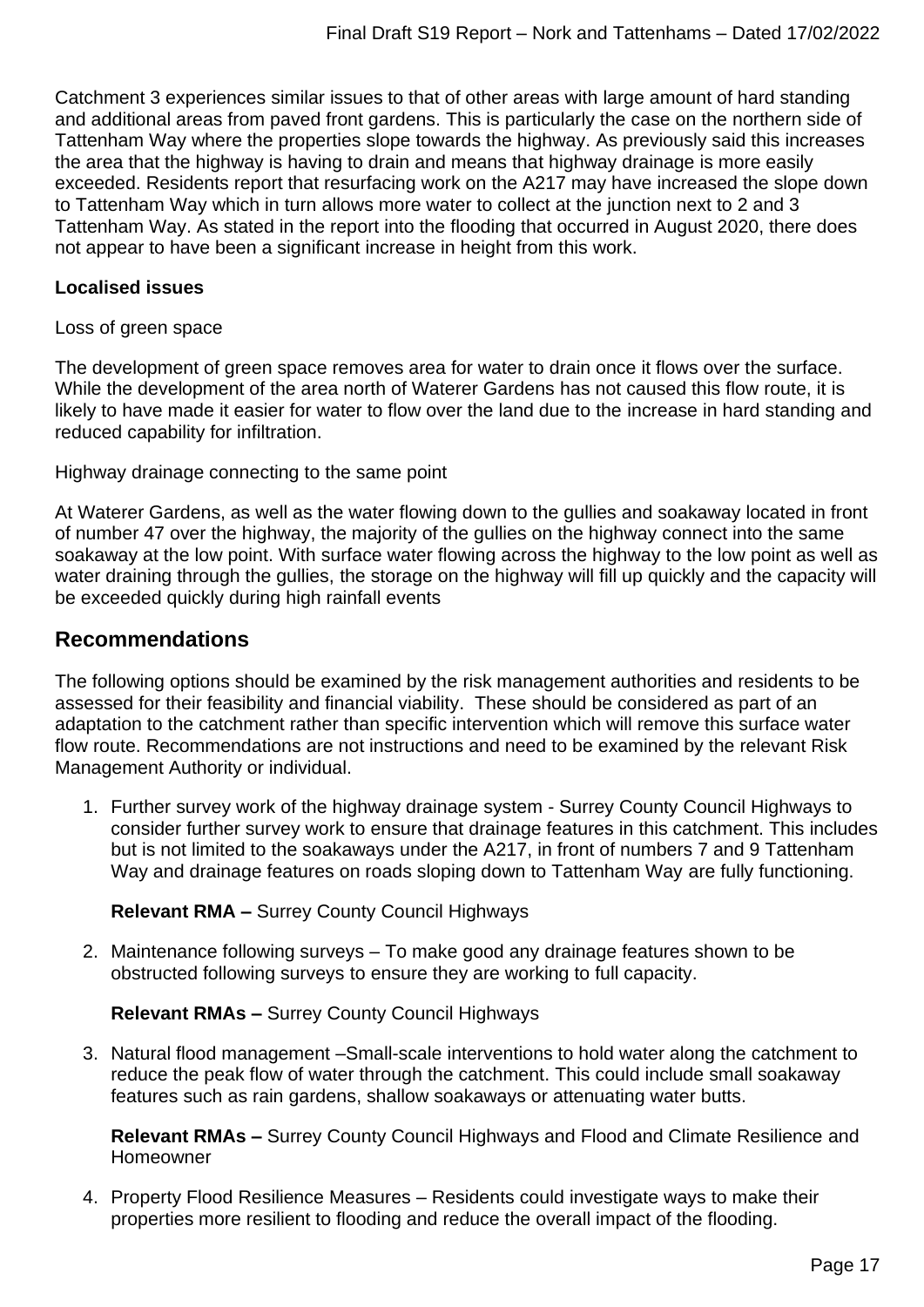Catchment 3 experiences similar issues to that of other areas with large amount of hard standing and additional areas from paved front gardens. This is particularly the case on the northern side of Tattenham Way where the properties slope towards the highway. As previously said this increases the area that the highway is having to drain and means that highway drainage is more easily exceeded. Residents report that resurfacing work on the A217 may have increased the slope down to Tattenham Way which in turn allows more water to collect at the junction next to 2 and 3 Tattenham Way. As stated in the report into the flooding that occurred in August 2020, there does not appear to have been a significant increase in height from this work.

**Localised issues**

Loss of green space

The development of green space removes area for water to drain once it flows over the surface. While the development of the area north of Waterer Gardens has not caused this flow route, it is likely to have made it easier for water to flow over the land due to the increase in hard standing and reduced capability for infiltration.

Highway drainage connecting to the same point

At Waterer Gardens, as well as the water flowing down to the gullies and soakaway located in front of number 47 over the highway, the majority of the gullies on the highway connect into the same soakaway at the low point. With surface water flowing across the highway to the low point as well as water draining through the gullies, the storage on the highway will fill up quickly and the capacity will be exceeded quickly during high rainfall events

## Recommendations

The following options should be examined by the risk management authorities and residents to be assessed for their feasibility and financial viability. These should be considered as part of an adaptation to the catchment rather than specific intervention which will remove this surface water flow route. Recommendations are not instructions and need to be examined by the relevant Risk Management Authority or individual.

1. Further survey work of the highway drainage system - Surrey County Council Highways to consider further survey work to ensure that drainage features in this catchment. This includes but is not limited to the soakaways under the A217, in front of numbers 7 and 9 Tattenham Way and drainage features on roads sloping down to Tattenham Way are fully functioning.

   **Relevant RMA –** Surrey County Council Highways

2. Maintenance following surveys – To make good any drainage features shown to be obstructed following surveys to ensure they are working to full capacity.

   **Relevant RMAs –** Surrey County Council Highways

3. Natural flood management –Small-scale interventions to hold water along the catchment to reduce the peak flow of water through the catchment. This could include small soakaway features such as rain gardens, shallow soakaways or attenuating water butts.

   **Relevant RMAs –** Surrey County Council Highways and Flood and Climate Resilience and Homeowner

4. Property Flood Resilience Measures – Residents could investigate ways to make their properties more resilient to flooding and reduce the overall impact of the flooding.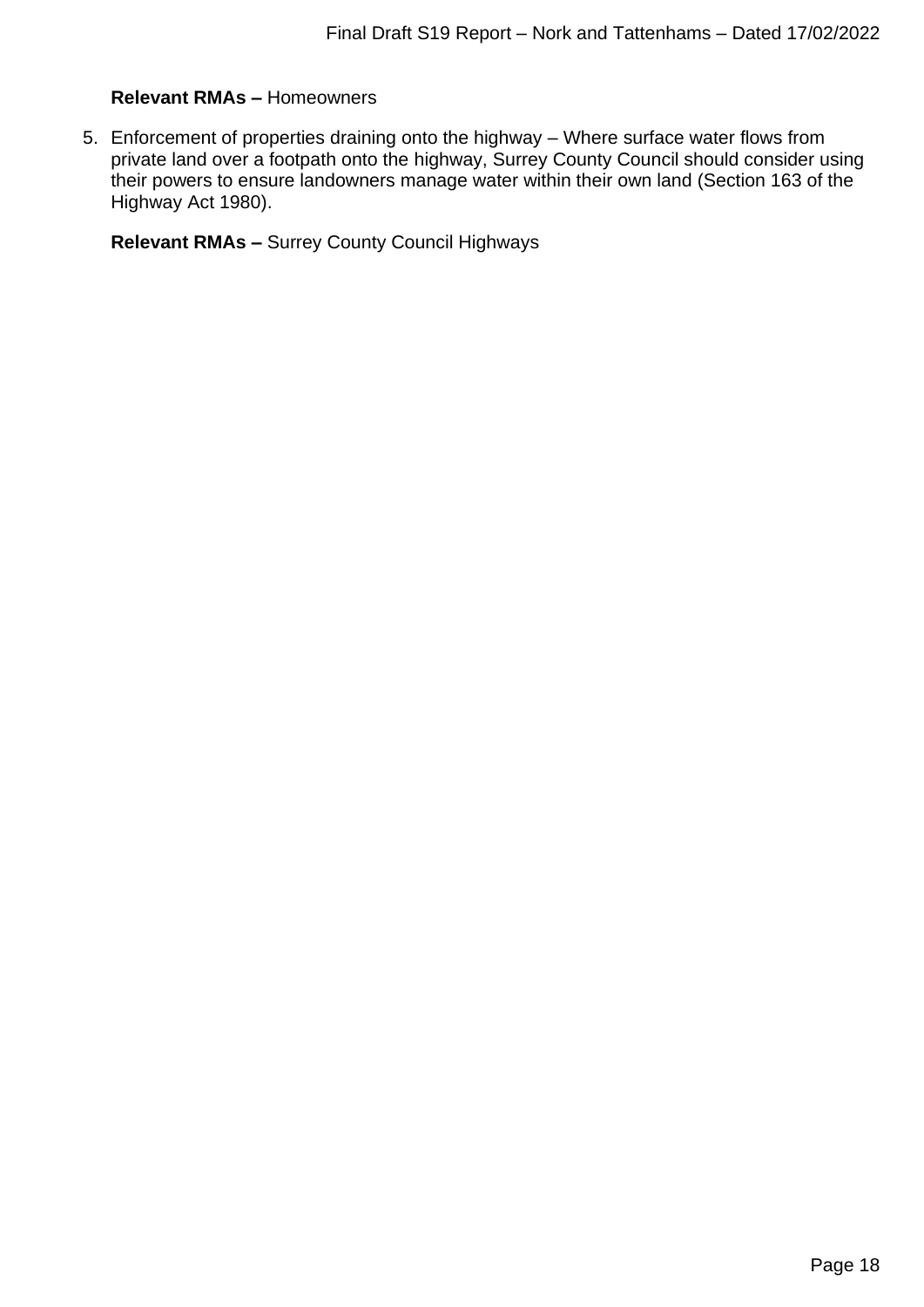**Relevant RMAs –** Homeowners

5. Enforcement of properties draining onto the highway – Where surface water flows from private land over a footpath onto the highway, Surrey County Council should consider using their powers to ensure landowners manage water within their own land (Section 163 of the Highway Act 1980).

   **Relevant RMAs –** Surrey County Council Highways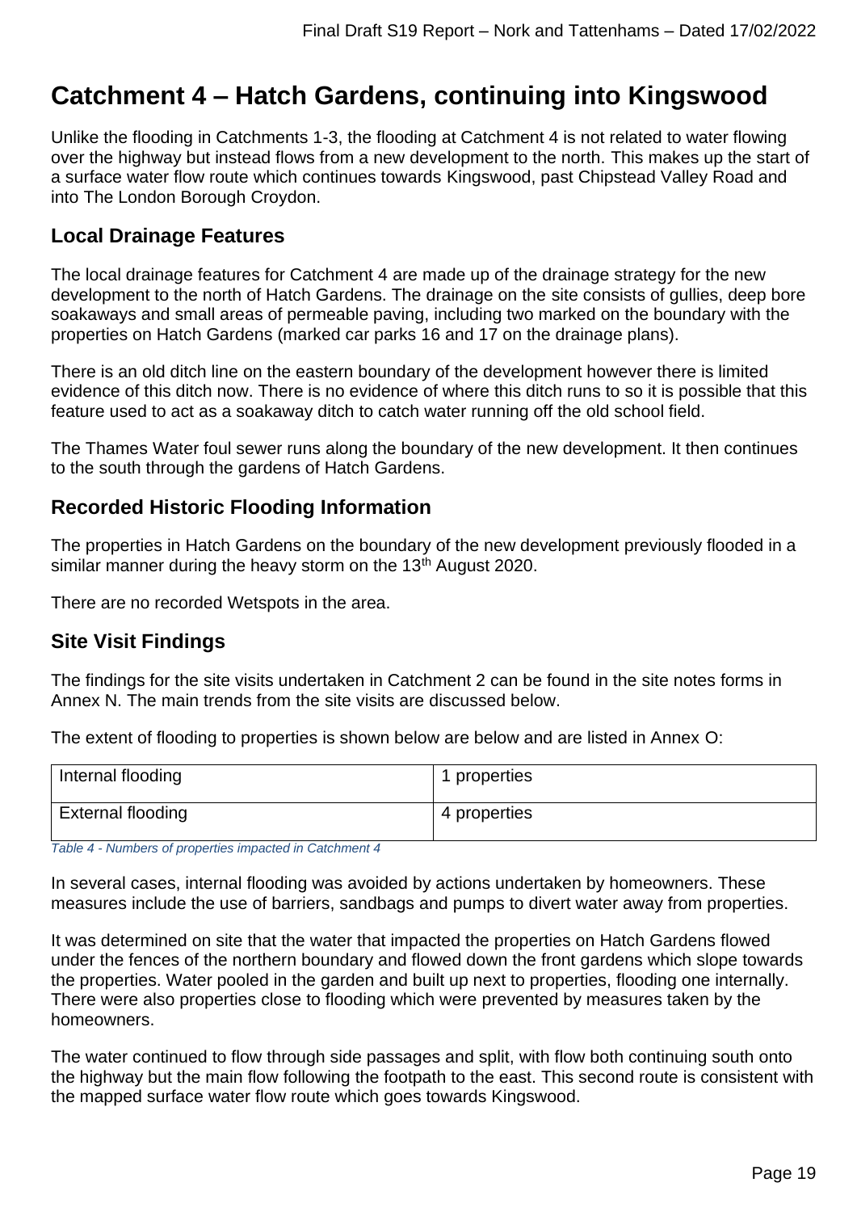# Catchment 4 – Hatch Gardens, continuing into Kingswood

Unlike the flooding in Catchments 1-3, the flooding at Catchment 4 is not related to water flowing over the highway but instead flows from a new development to the north. This makes up the start of a surface water flow route which continues towards Kingswood, past Chipstead Valley Road and into The London Borough Croydon.

## Local Drainage Features

The local drainage features for Catchment 4 are made up of the drainage strategy for the new development to the north of Hatch Gardens. The drainage on the site consists of gullies, deep bore soakaways and small areas of permeable paving, including two marked on the boundary with the properties on Hatch Gardens (marked car parks 16 and 17 on the drainage plans).

There is an old ditch line on the eastern boundary of the development however there is limited evidence of this ditch now. There is no evidence of where this ditch runs to so it is possible that this feature used to act as a soakaway ditch to catch water running off the old school field.

The Thames Water foul sewer runs along the boundary of the new development. It then continues to the south through the gardens of Hatch Gardens.

## Recorded Historic Flooding Information

The properties in Hatch Gardens on the boundary of the new development previously flooded in a similar manner during the heavy storm on the 13th August 2020.

There are no recorded Wetspots in the area.

## Site Visit Findings

The findings for the site visits undertaken in Catchment 2 can be found in the site notes forms in Annex N. The main trends from the site visits are discussed below.

The extent of flooding to properties is shown below are below and are listed in Annex O:

| Internal flooding | 1 properties |
|---|---|
| External flooding | 4 properties |

*Table 4 - Numbers of properties impacted in Catchment 4*

In several cases, internal flooding was avoided by actions undertaken by homeowners. These measures include the use of barriers, sandbags and pumps to divert water away from properties.

It was determined on site that the water that impacted the properties on Hatch Gardens flowed under the fences of the northern boundary and flowed down the front gardens which slope towards the properties. Water pooled in the garden and built up next to properties, flooding one internally. There were also properties close to flooding which were prevented by measures taken by the homeowners.

The water continued to flow through side passages and split, with flow both continuing south onto the highway but the main flow following the footpath to the east. This second route is consistent with the mapped surface water flow route which goes towards Kingswood.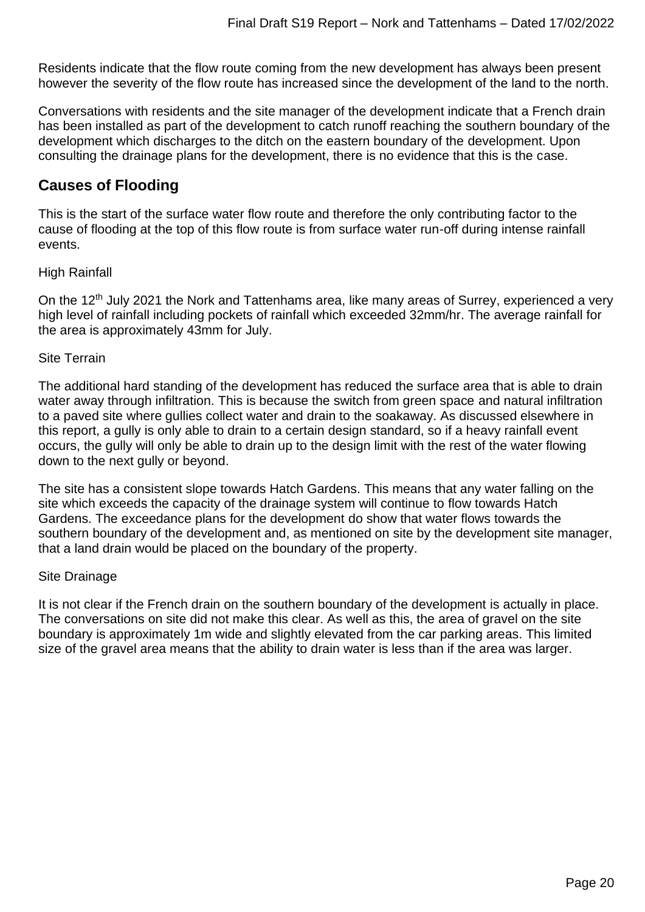Residents indicate that the flow route coming from the new development has always been present however the severity of the flow route has increased since the development of the land to the north.

Conversations with residents and the site manager of the development indicate that a French drain has been installed as part of the development to catch runoff reaching the southern boundary of the development which discharges to the ditch on the eastern boundary of the development. Upon consulting the drainage plans for the development, there is no evidence that this is the case.

## Causes of Flooding

This is the start of the surface water flow route and therefore the only contributing factor to the cause of flooding at the top of this flow route is from surface water run-off during intense rainfall events.

High Rainfall

On the 12th July 2021 the Nork and Tattenhams area, like many areas of Surrey, experienced a very high level of rainfall including pockets of rainfall which exceeded 32mm/hr. The average rainfall for the area is approximately 43mm for July.

Site Terrain

The additional hard standing of the development has reduced the surface area that is able to drain water away through infiltration. This is because the switch from green space and natural infiltration to a paved site where gullies collect water and drain to the soakaway. As discussed elsewhere in this report, a gully is only able to drain to a certain design standard, so if a heavy rainfall event occurs, the gully will only be able to drain up to the design limit with the rest of the water flowing down to the next gully or beyond.

The site has a consistent slope towards Hatch Gardens. This means that any water falling on the site which exceeds the capacity of the drainage system will continue to flow towards Hatch Gardens. The exceedance plans for the development do show that water flows towards the southern boundary of the development and, as mentioned on site by the development site manager, that a land drain would be placed on the boundary of the property.

Site Drainage

It is not clear if the French drain on the southern boundary of the development is actually in place. The conversations on site did not make this clear. As well as this, the area of gravel on the site boundary is approximately 1m wide and slightly elevated from the car parking areas. This limited size of the gravel area means that the ability to drain water is less than if the area was larger.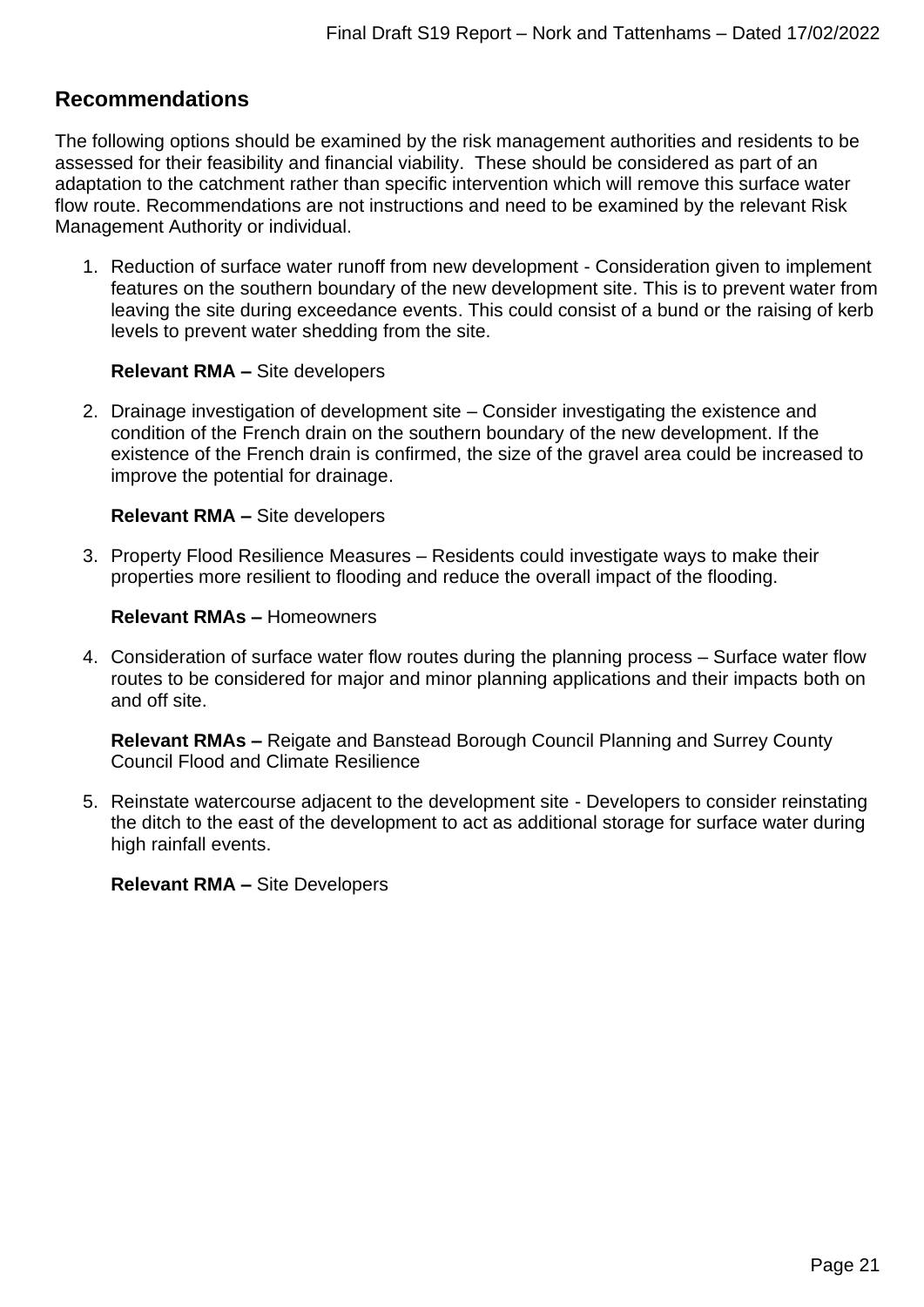## Recommendations

The following options should be examined by the risk management authorities and residents to be assessed for their feasibility and financial viability. These should be considered as part of an adaptation to the catchment rather than specific intervention which will remove this surface water flow route. Recommendations are not instructions and need to be examined by the relevant Risk Management Authority or individual.

1. Reduction of surface water runoff from new development - Consideration given to implement features on the southern boundary of the new development site. This is to prevent water from leaving the site during exceedance events. This could consist of a bund or the raising of kerb levels to prevent water shedding from the site.

   **Relevant RMA –** Site developers

2. Drainage investigation of development site – Consider investigating the existence and condition of the French drain on the southern boundary of the new development. If the existence of the French drain is confirmed, the size of the gravel area could be increased to improve the potential for drainage.

   **Relevant RMA –** Site developers

3. Property Flood Resilience Measures – Residents could investigate ways to make their properties more resilient to flooding and reduce the overall impact of the flooding.

   **Relevant RMAs –** Homeowners

4. Consideration of surface water flow routes during the planning process – Surface water flow routes to be considered for major and minor planning applications and their impacts both on and off site.

   **Relevant RMAs –** Reigate and Banstead Borough Council Planning and Surrey County Council Flood and Climate Resilience

5. Reinstate watercourse adjacent to the development site - Developers to consider reinstating the ditch to the east of the development to act as additional storage for surface water during high rainfall events.

   **Relevant RMA –** Site Developers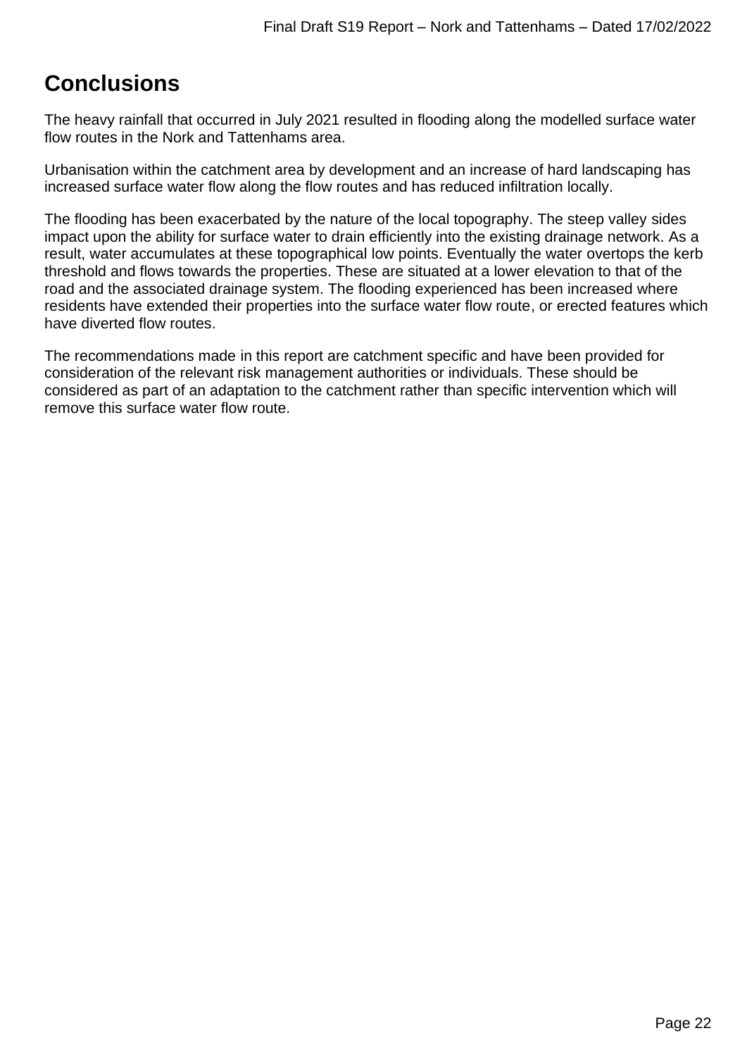# Conclusions

The heavy rainfall that occurred in July 2021 resulted in flooding along the modelled surface water flow routes in the Nork and Tattenhams area.

Urbanisation within the catchment area by development and an increase of hard landscaping has increased surface water flow along the flow routes and has reduced infiltration locally.

The flooding has been exacerbated by the nature of the local topography. The steep valley sides impact upon the ability for surface water to drain efficiently into the existing drainage network. As a result, water accumulates at these topographical low points. Eventually the water overtops the kerb threshold and flows towards the properties. These are situated at a lower elevation to that of the road and the associated drainage system. The flooding experienced has been increased where residents have extended their properties into the surface water flow route, or erected features which have diverted flow routes.

The recommendations made in this report are catchment specific and have been provided for consideration of the relevant risk management authorities or individuals. These should be considered as part of an adaptation to the catchment rather than specific intervention which will remove this surface water flow route.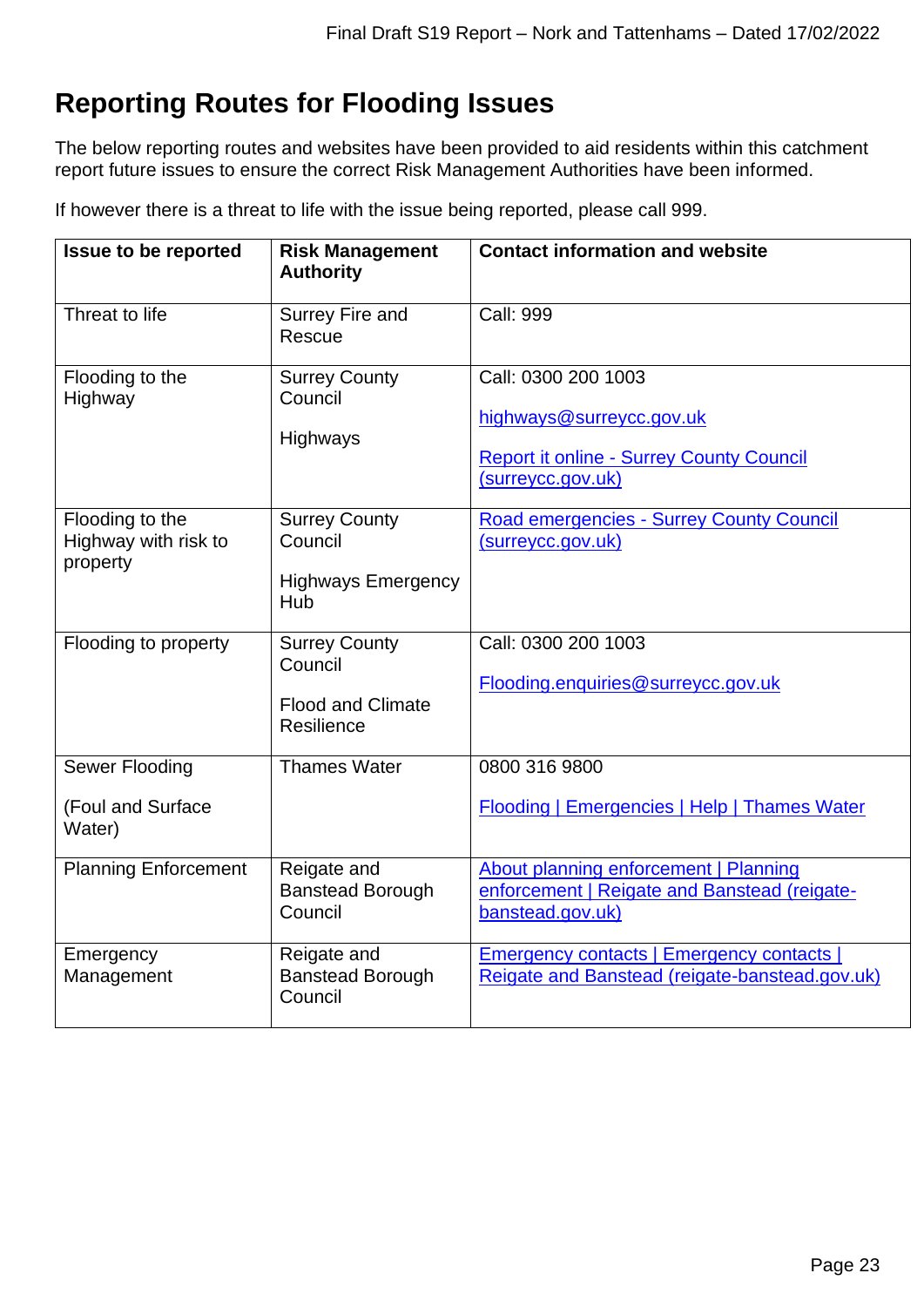# Reporting Routes for Flooding Issues

The below reporting routes and websites have been provided to aid residents within this catchment report future issues to ensure the correct Risk Management Authorities have been informed.

If however there is a threat to life with the issue being reported, please call 999.

| Issue to be reported | Risk Management Authority | Contact information and website |
|---|---|---|
| Threat to life | Surrey Fire and Rescue | Call: 999 |
| Flooding to the Highway | Surrey County Council<br><br>Highways | Call: 0300 200 1003<br><br>highways@surreycc.gov.uk<br><br>Report it online - Surrey County Council (surreycc.gov.uk) |
| Flooding to the Highway with risk to property | Surrey County Council<br><br>Highways Emergency Hub | Road emergencies - Surrey County Council (surreycc.gov.uk) |
| Flooding to property | Surrey County Council<br><br>Flood and Climate Resilience | Call: 0300 200 1003<br><br>Flooding.enquiries@surreycc.gov.uk |
| Sewer Flooding<br><br>(Foul and Surface Water) | Thames Water | 0800 316 9800<br><br>Flooding \| Emergencies \| Help \| Thames Water |
| Planning Enforcement | Reigate and Banstead Borough Council | About planning enforcement \| Planning enforcement \| Reigate and Banstead (reigate-banstead.gov.uk) |
| Emergency Management | Reigate and Banstead Borough Council | Emergency contacts \| Emergency contacts \| Reigate and Banstead (reigate-banstead.gov.uk) |